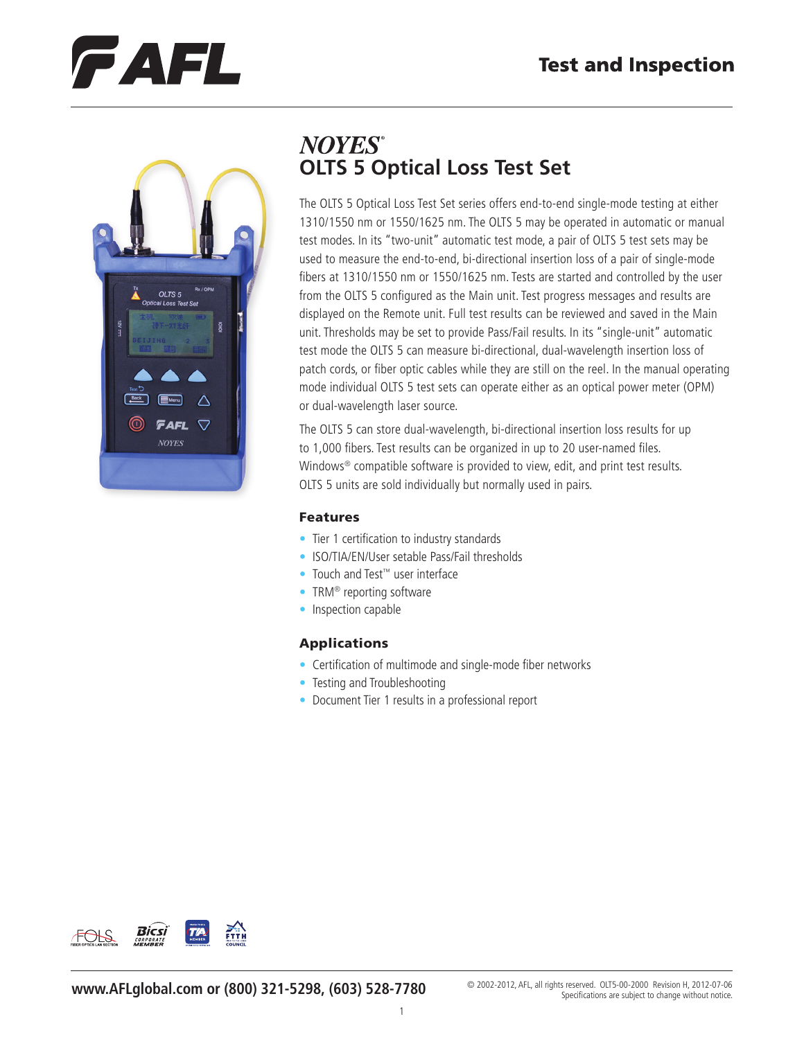# NOYES®

## OLTS 5 Optical Loss Test Set

The OLTS 5 Optical Loss Test Set series offers end-to-end single-mode testing at either 1310/1550 nm or 1550/1625 nm. The OLTS 5 may be operated in automatic or manual test modes. In its "two-unit" automatic test mode, a pair of OLTS 5 test sets may be used to measure the end-to-end, bi-directional insertion loss of a pair of single-mode fibers at 1310/1550 nm or 1550/1625 nm. Tests are started and controlled by the user from the OLTS 5 configured as the Main unit. Test progress messages and results are displayed on the Remote unit. Full test results can be reviewed and saved in the Main unit. Thresholds may be set to provide Pass/Fail results. In its "single-unit" automatic test mode the OLTS 5 can measure bi-directional, dual-wavelength insertion loss of patch cords, or fiber optic cables while they are still on the reel. In the manual operating mode individual OLTS 5 test sets can operate either as an optical power meter (OPM) or dual-wavelength laser source.

The OLTS 5 can store dual-wavelength, bi-directional insertion loss results for up to 1,000 fibers. Test results can be organized in up to 20 user-named files. Windows® compatible software is provided to view, edit, and print test results. OLTS 5 units are sold individually but normally used in pairs.

### Features

- Tier 1 certification to industry standards
- ISO/TIA/EN/User setable Pass/Fail thresholds
- Touch and Test™ user interface
- TRM® reporting software
- Inspection capable

### Applications

- Certification of multimode and single-mode fiber networks
- Testing and Troubleshooting
- Document Tier 1 results in a professional report

**www.AFLglobal.com or (800) 321-5298, (603) 528-7780**

© 2002-2012, AFL, all rights reserved. OLT5-00-2000 Revision H, 2012-07-06
Specifications are subject to change without notice.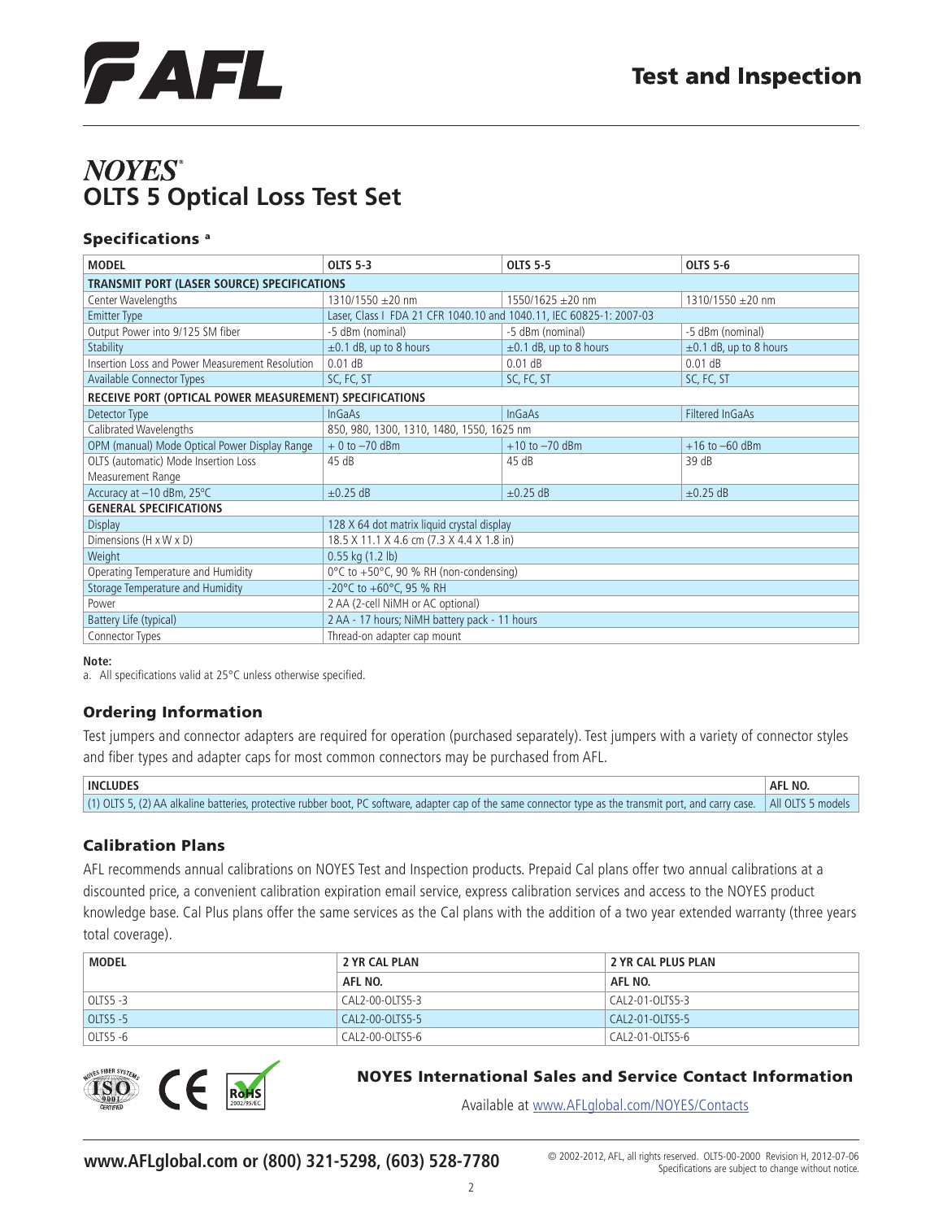# NOYES®

# OLTS 5 Optical Loss Test Set

## Specifications [a]

| MODEL | OLTS 5-3 | OLTS 5-5 | OLTS 5-6 |
|---|---|---|---|
| **TRANSMIT PORT (LASER SOURCE) SPECIFICATIONS** | | | |
| Center Wavelengths | 1310/1550 ±20 nm | 1550/1625 ±20 nm | 1310/1550 ±20 nm |
| Emitter Type | Laser, Class I FDA 21 CFR 1040.10 and 1040.11, IEC 60825-1: 2007-03 | | |
| Output Power into 9/125 SM fiber | -5 dBm (nominal) | -5 dBm (nominal) | -5 dBm (nominal) |
| Stability | ±0.1 dB, up to 8 hours | ±0.1 dB, up to 8 hours | ±0.1 dB, up to 8 hours |
| Insertion Loss and Power Measurement Resolution | 0.01 dB | 0.01 dB | 0.01 dB |
| Available Connector Types | SC, FC, ST | SC, FC, ST | SC, FC, ST |
| **RECEIVE PORT (OPTICAL POWER MEASUREMENT) SPECIFICATIONS** | | | |
| Detector Type | InGaAs | InGaAs | Filtered InGaAs |
| Calibrated Wavelengths | 850, 980, 1300, 1310, 1480, 1550, 1625 nm | | |
| OPM (manual) Mode Optical Power Display Range | + 0 to –70 dBm | +10 to –70 dBm | +16 to –60 dBm |
| OLTS (automatic) Mode Insertion Loss Measurement Range | 45 dB | 45 dB | 39 dB |
| Accuracy at –10 dBm, 25°C | ±0.25 dB | ±0.25 dB | ±0.25 dB |
| **GENERAL SPECIFICATIONS** | | | |
| Display | 128 X 64 dot matrix liquid crystal display | | |
| Dimensions (H x W x D) | 18.5 X 11.1 X 4.6 cm (7.3 X 4.4 X 1.8 in) | | |
| Weight | 0.55 kg (1.2 lb) | | |
| Operating Temperature and Humidity | 0°C to +50°C, 90 % RH (non-condensing) | | |
| Storage Temperature and Humidity | -20°C to +60°C, 95 % RH | | |
| Power | 2 AA (2-cell NiMH or AC optional) | | |
| Battery Life (typical) | 2 AA - 17 hours; NiMH battery pack - 11 hours | | |
| Connector Types | Thread-on adapter cap mount | | |

**Note:**

a. All specifications valid at 25°C unless otherwise specified.

## Ordering Information

Test jumpers and connector adapters are required for operation (purchased separately). Test jumpers with a variety of connector styles and fiber types and adapter caps for most common connectors may be purchased from AFL.

| INCLUDES | AFL NO. |
|---|---|
| (1) OLTS 5, (2) AA alkaline batteries, protective rubber boot, PC software, adapter cap of the same connector type as the transmit port, and carry case. | All OLTS 5 models |

## Calibration Plans

AFL recommends annual calibrations on NOYES Test and Inspection products. Prepaid Cal plans offer two annual calibrations at a discounted price, a convenient calibration expiration email service, express calibration services and access to the NOYES product knowledge base. Cal Plus plans offer the same services as the Cal plans with the addition of a two year extended warranty (three years total coverage).

| MODEL | 2 YR CAL PLAN | 2 YR CAL PLUS PLAN |
|---|---|---|
| | AFL NO. | AFL NO. |
| OLTS5 -3 | CAL2-00-OLTS5-3 | CAL2-01-OLTS5-3 |
| OLTS5 -5 | CAL2-00-OLTS5-5 | CAL2-01-OLTS5-5 |
| OLTS5 -6 | CAL2-00-OLTS5-6 | CAL2-01-OLTS5-6 |

### NOYES International Sales and Service Contact Information

Available at www.AFLglobal.com/NOYES/Contacts

**www.AFLglobal.com or (800) 321-5298, (603) 528-7780**

© 2002-2012, AFL, all rights reserved. OLT5-00-2000 Revision H, 2012-07-06
Specifications are subject to change without notice.